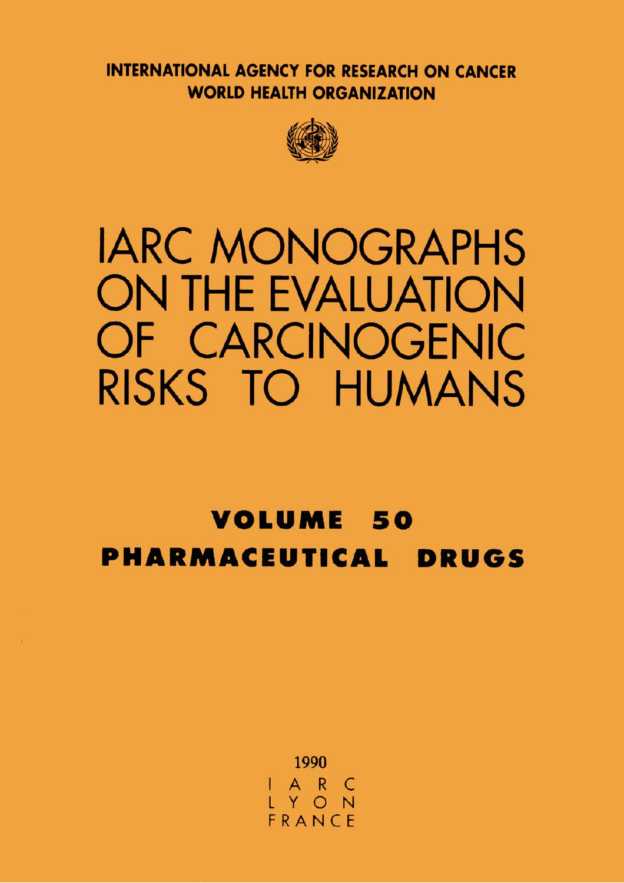INTERNATIONAL AGENCY FOR RESEARCH ON CANCER
WORLD HEALTH ORGANIZATION

# IARC MONOGRAPHS ON THE EVALUATION OF CARCINOGENIC RISKS TO HUMANS

## VOLUME 50
## PHARMACEUTICAL DRUGS

1990
IARC
LYON
FRANCE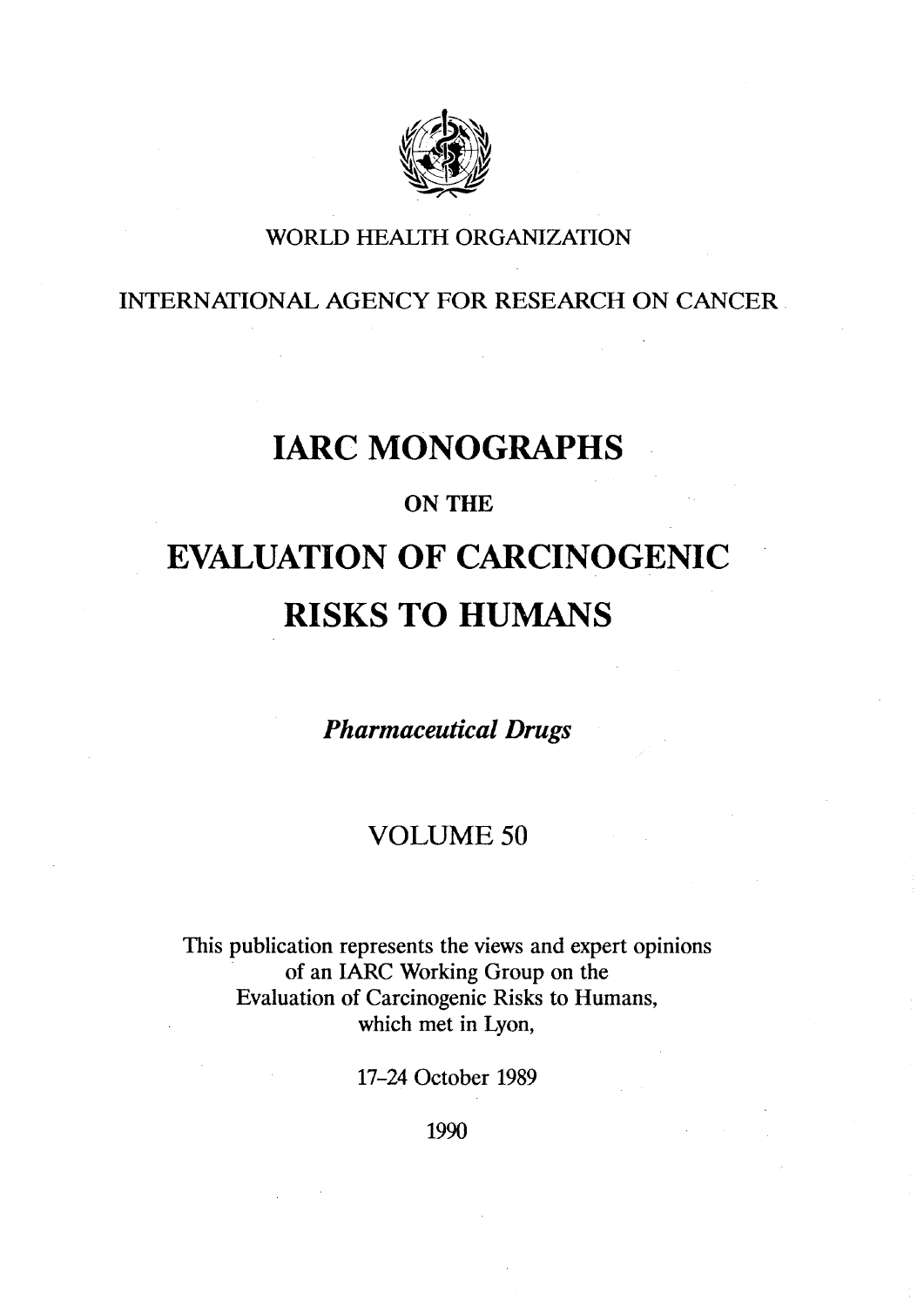WORLD HEALTH ORGANIZATION

INTERNATIONAL AGENCY FOR RESEARCH ON CANCER

# IARC MONOGRAPHS

## ON THE

# EVALUATION OF CARCINOGENIC RISKS TO HUMANS

*Pharmaceutical Drugs*

VOLUME 50

This publication represents the views and expert opinions of an IARC Working Group on the Evaluation of Carcinogenic Risks to Humans, which met in Lyon,

17–24 October 1989

1990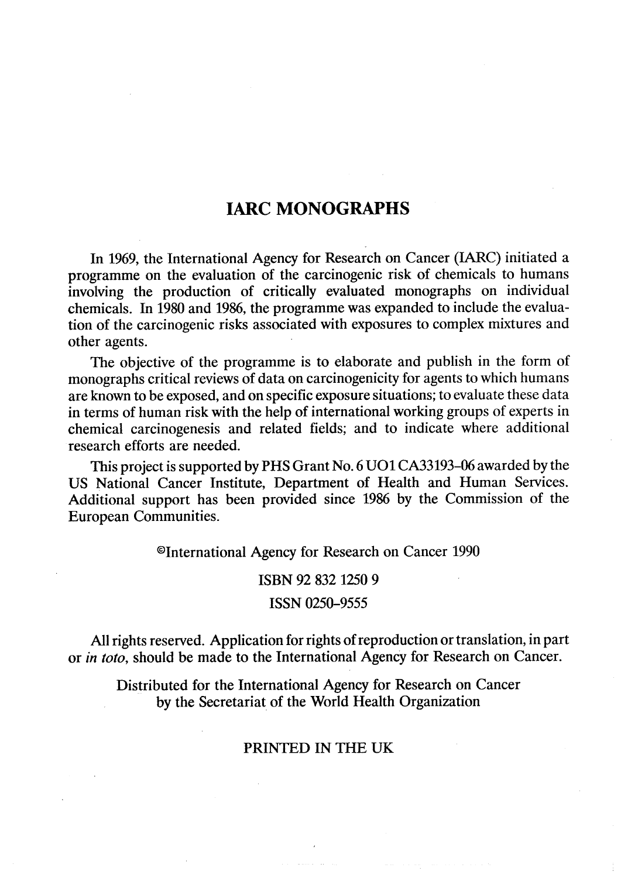# IARC MONOGRAPHS

In 1969, the International Agency for Research on Cancer (IARC) initiated a programme on the evaluation of the carcinogenic risk of chemicals to humans involving the production of critically evaluated monographs on individual chemicals. In 1980 and 1986, the programme was expanded to include the evaluation of the carcinogenic risks associated with exposures to complex mixtures and other agents.

The objective of the programme is to elaborate and publish in the form of monographs critical reviews of data on carcinogenicity for agents to which humans are known to be exposed, and on specific exposure situations; to evaluate these data in terms of human risk with the help of international working groups of experts in chemical carcinogenesis and related fields; and to indicate where additional research efforts are needed.

This project is supported by PHS Grant No. 6 UO1 CA33193-06 awarded by the US National Cancer Institute, Department of Health and Human Services. Additional support has been provided since 1986 by the Commission of the European Communities.

©International Agency for Research on Cancer 1990

ISBN 92 832 1250 9

ISSN 0250-9555

All rights reserved. Application for rights of reproduction or translation, in part or *in toto*, should be made to the International Agency for Research on Cancer.

Distributed for the International Agency for Research on Cancer by the Secretariat of the World Health Organization

PRINTED IN THE UK